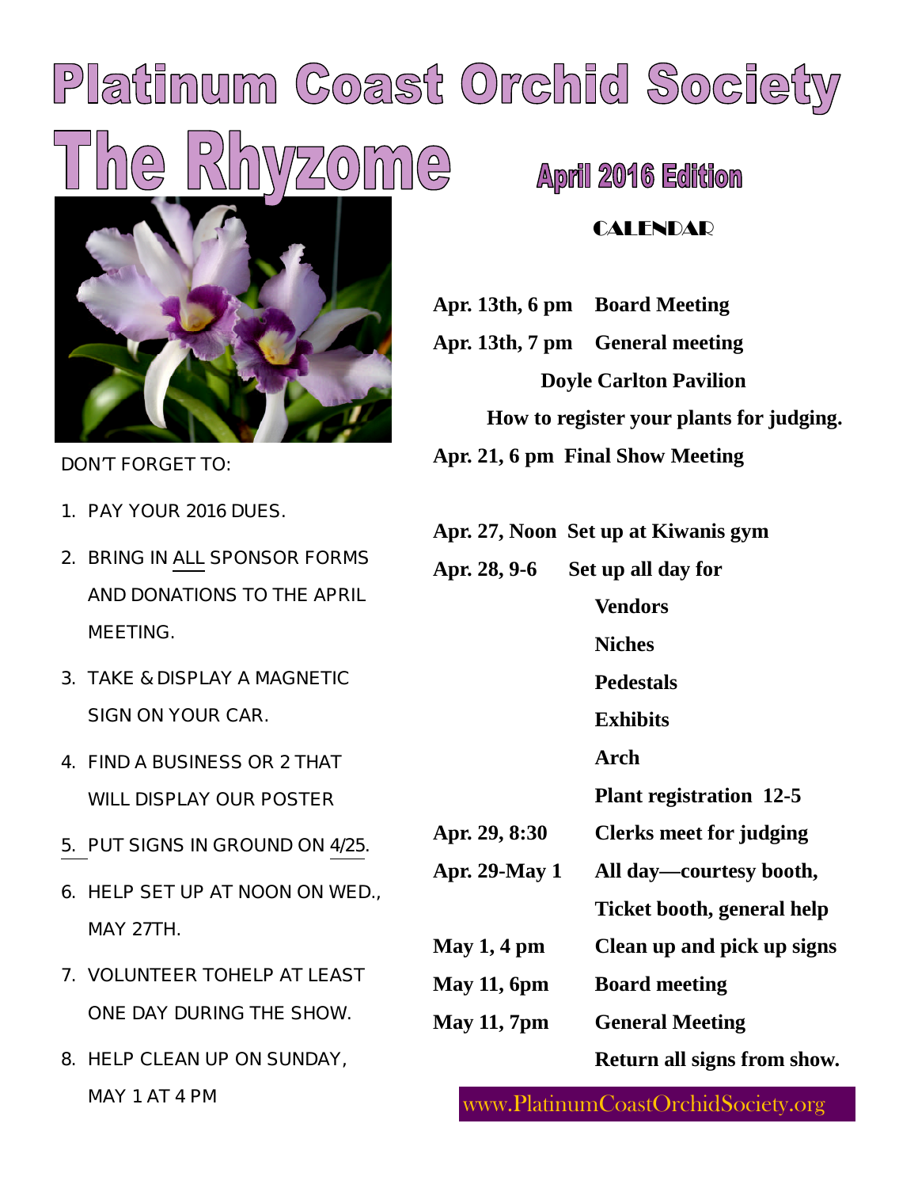# Platinum Coast Orchid Society

# The Rhyzome

## April 2016 Edition

DON'T FORGET TO:

1. PAY YOUR 2016 DUES.
2. BRING IN ALL SPONSOR FORMS AND DONATIONS TO THE APRIL MEETING.
3. TAKE & DISPLAY A MAGNETIC SIGN ON YOUR CAR.
4. FIND A BUSINESS OR 2 THAT WILL DISPLAY OUR POSTER
5. PUT SIGNS IN GROUND ON 4/25.
6. HELP SET UP AT NOON ON WED., MAY 27TH.
7. VOLUNTEER TOHELP AT LEAST ONE DAY DURING THE SHOW.
8. HELP CLEAN UP ON SUNDAY, MAY 1 AT 4 PM

### CALENDAR

**Apr. 13th, 6 pm** **Board Meeting**

**Apr. 13th, 7 pm** **General meeting**

**Doyle Carlton Pavilion**

**How to register your plants for judging.**

**Apr. 21, 6 pm** **Final Show Meeting**

**Apr. 27, Noon** **Set up at Kiwanis gym**

**Apr. 28, 9-6** **Set up all day for**

**Vendors**

**Niches**

**Pedestals**

**Exhibits**

**Arch**

**Plant registration 12-5**

**Apr. 29, 8:30** **Clerks meet for judging**

**Apr. 29-May 1** **All day—courtesy booth, Ticket booth, general help**

**May 1, 4 pm** **Clean up and pick up signs**

**May 11, 6pm** **Board meeting**

**May 11, 7pm** **General Meeting**

**Return all signs from show.**

www.PlatinumCoastOrchidSociety.org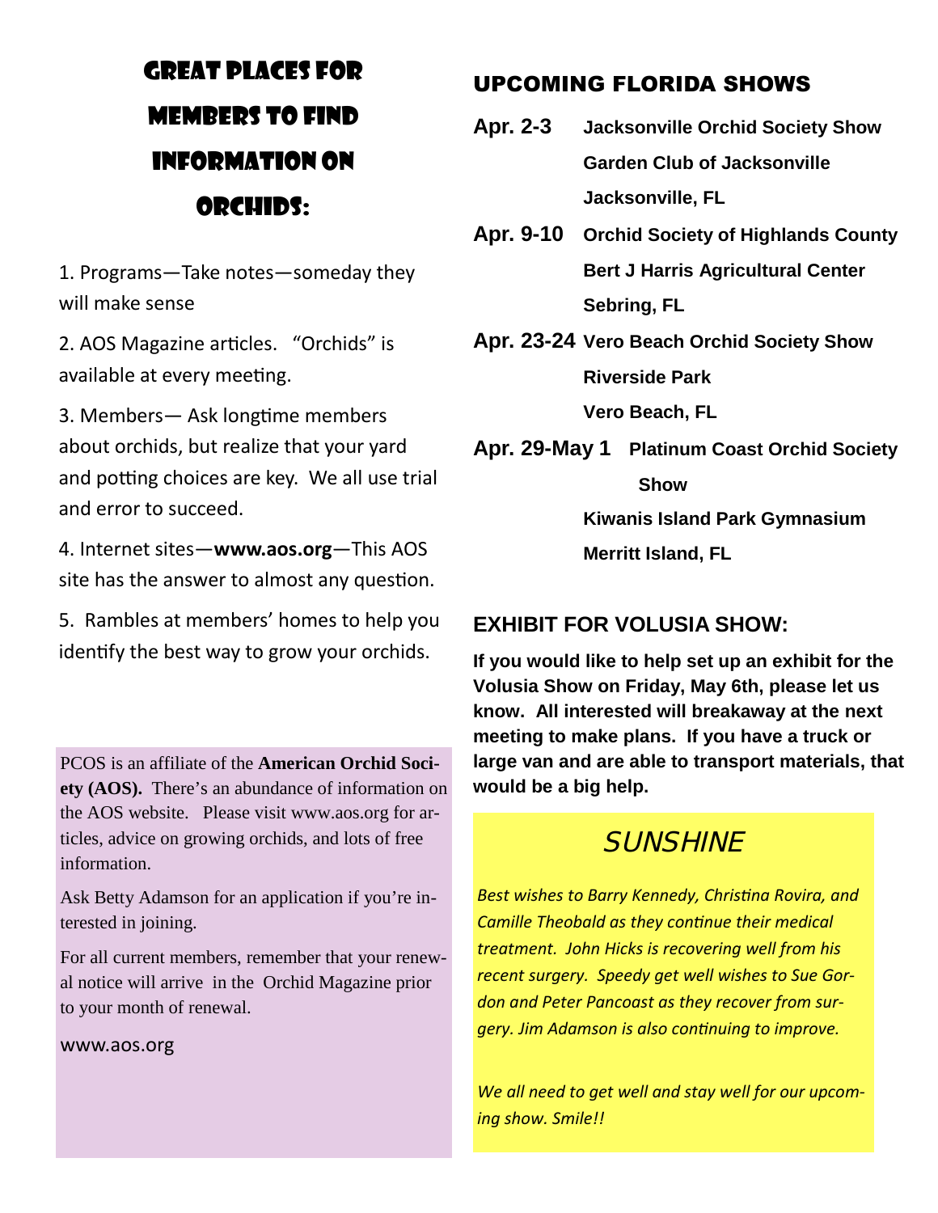# Great Places for Members to Find Information on Orchids:

1. Programs—Take notes—someday they will make sense

2. AOS Magazine articles. "Orchids" is available at every meeting.

3. Members— Ask longtime members about orchids, but realize that your yard and potting choices are key. We all use trial and error to succeed.

4. Internet sites—**www.aos.org**—This AOS site has the answer to almost any question.

5. Rambles at members' homes to help you identify the best way to grow your orchids.

PCOS is an affiliate of the **American Orchid Society (AOS).** There's an abundance of information on the AOS website. Please visit www.aos.org for articles, advice on growing orchids, and lots of free information.

Ask Betty Adamson for an application if you're interested in joining.

For all current members, remember that your renewal notice will arrive in the Orchid Magazine prior to your month of renewal.

www.aos.org

## UPCOMING FLORIDA SHOWS

**Apr. 2-3** **Jacksonville Orchid Society Show**
**Garden Club of Jacksonville**
**Jacksonville, FL**

**Apr. 9-10** **Orchid Society of Highlands County**
**Bert J Harris Agricultural Center**
**Sebring, FL**

**Apr. 23-24** **Vero Beach Orchid Society Show**
**Riverside Park**
**Vero Beach, FL**

**Apr. 29-May 1** **Platinum Coast Orchid Society Show**
**Kiwanis Island Park Gymnasium**
**Merritt Island, FL**

## EXHIBIT FOR VOLUSIA SHOW:

**If you would like to help set up an exhibit for the Volusia Show on Friday, May 6th, please let us know. All interested will breakaway at the next meeting to make plans. If you have a truck or large van and are able to transport materials, that would be a big help.**

## SUNSHINE

*Best wishes to Barry Kennedy, Christina Rovira, and Camille Theobald as they continue their medical treatment. John Hicks is recovering well from his recent surgery. Speedy get well wishes to Sue Gordon and Peter Pancoast as they recover from surgery. Jim Adamson is also continuing to improve.*

*We all need to get well and stay well for our upcoming show. Smile!!*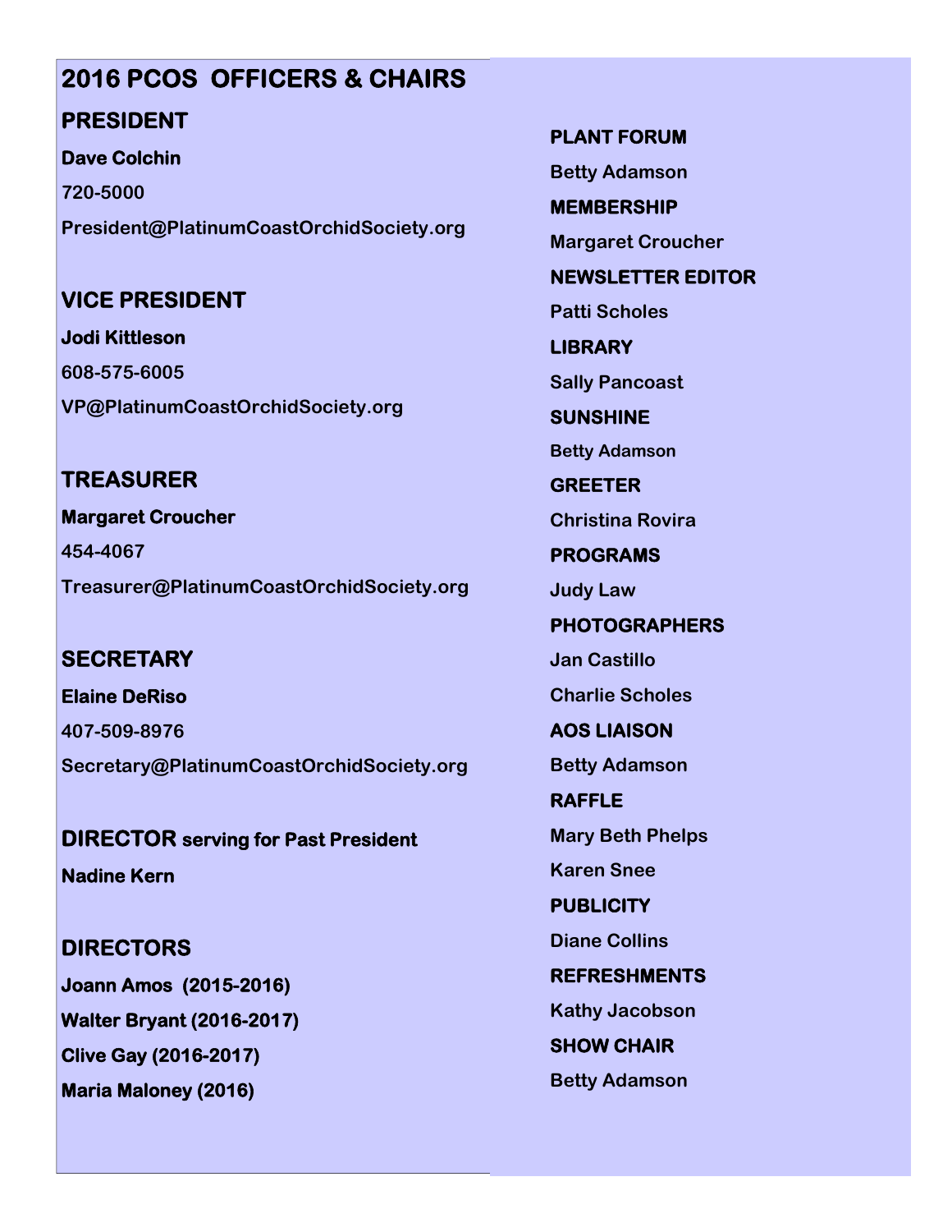## 2016 PCOS OFFICERS & CHAIRS

### PRESIDENT

**Dave Colchin**

720-5000

President@PlatinumCoastOrchidSociety.org

### VICE PRESIDENT

**Jodi Kittleson**

608-575-6005

VP@PlatinumCoastOrchidSociety.org

### TREASURER

**Margaret Croucher**

454-4067

Treasurer@PlatinumCoastOrchidSociety.org

### SECRETARY

**Elaine DeRiso**

407-509-8976

Secretary@PlatinumCoastOrchidSociety.org

### DIRECTOR serving for Past President

**Nadine Kern**

### DIRECTORS

**Joann Amos (2015-2016)**

**Walter Bryant (2016-2017)**

**Clive Gay (2016-2017)**

**Maria Maloney (2016)**

**PLANT FORUM**

Betty Adamson

**MEMBERSHIP**

Margaret Croucher

**NEWSLETTER EDITOR**

Patti Scholes

**LIBRARY**

Sally Pancoast

**SUNSHINE**

Betty Adamson

**GREETER**

Christina Rovira

**PROGRAMS**

Judy Law

**PHOTOGRAPHERS**

Jan Castillo

Charlie Scholes

**AOS LIAISON**

Betty Adamson

**RAFFLE**

Mary Beth Phelps

Karen Snee

**PUBLICITY**

Diane Collins

**REFRESHMENTS**

Kathy Jacobson

**SHOW CHAIR**

Betty Adamson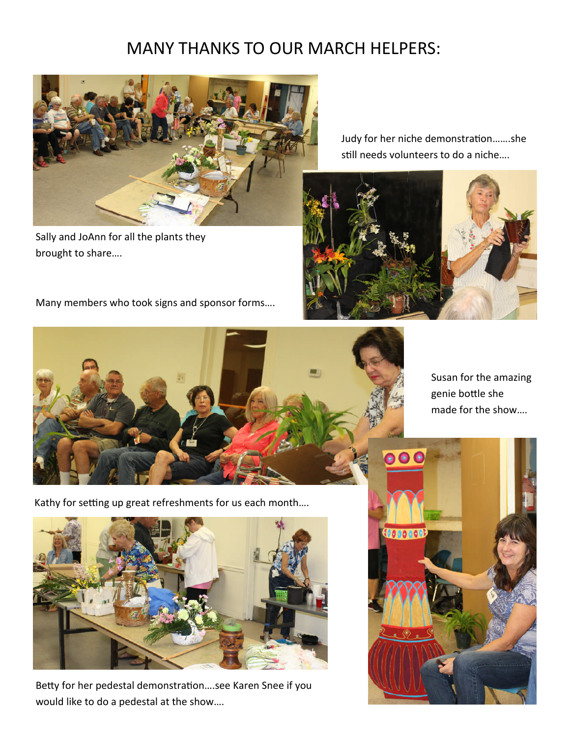# MANY THANKS TO OUR MARCH HELPERS:

Judy for her niche demonstration…….she still needs volunteers to do a niche….

Sally and JoAnn for all the plants they brought to share….

Many members who took signs and sponsor forms….

Susan for the amazing genie bottle she made for the show….

Kathy for setting up great refreshments for us each month….

Betty for her pedestal demonstration….see Karen Snee if you would like to do a pedestal at the show….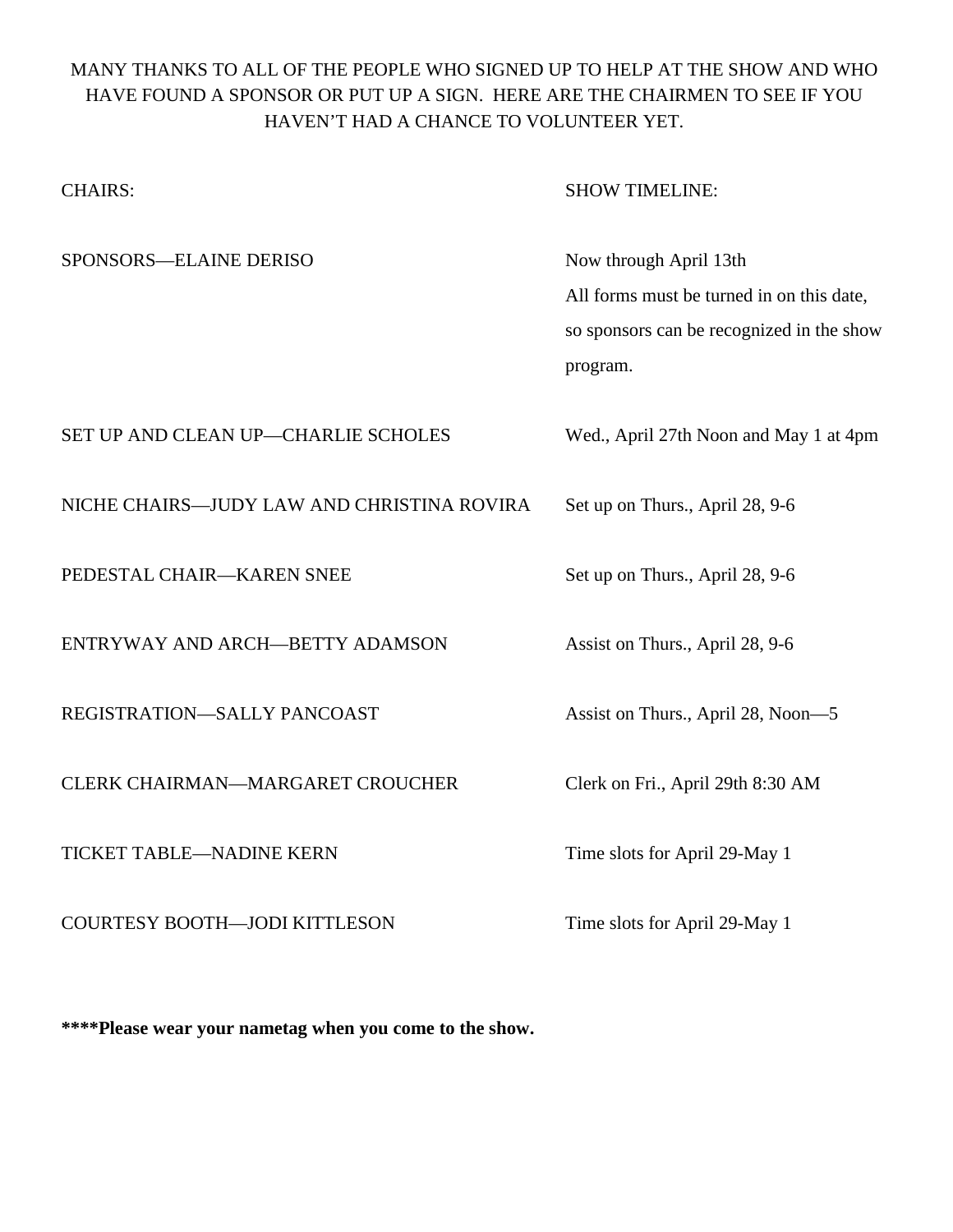MANY THANKS TO ALL OF THE PEOPLE WHO SIGNED UP TO HELP AT THE SHOW AND WHO HAVE FOUND A SPONSOR OR PUT UP A SIGN. HERE ARE THE CHAIRMEN TO SEE IF YOU HAVEN'T HAD A CHANCE TO VOLUNTEER YET.

| CHAIRS: | SHOW TIMELINE: |
|---|---|
| SPONSORS—ELAINE DERISO | Now through April 13th All forms must be turned in on this date, so sponsors can be recognized in the show program. |
| SET UP AND CLEAN UP—CHARLIE SCHOLES | Wed., April 27th Noon and May 1 at 4pm |
| NICHE CHAIRS—JUDY LAW AND CHRISTINA ROVIRA | Set up on Thurs., April 28, 9-6 |
| PEDESTAL CHAIR—KAREN SNEE | Set up on Thurs., April 28, 9-6 |
| ENTRYWAY AND ARCH—BETTY ADAMSON | Assist on Thurs., April 28, 9-6 |
| REGISTRATION—SALLY PANCOAST | Assist on Thurs., April 28, Noon—5 |
| CLERK CHAIRMAN—MARGARET CROUCHER | Clerk on Fri., April 29th 8:30 AM |
| TICKET TABLE—NADINE KERN | Time slots for April 29-May 1 |
| COURTESY BOOTH—JODI KITTLESON | Time slots for April 29-May 1 |

**\*\*\*\*Please wear your nametag when you come to the show.**